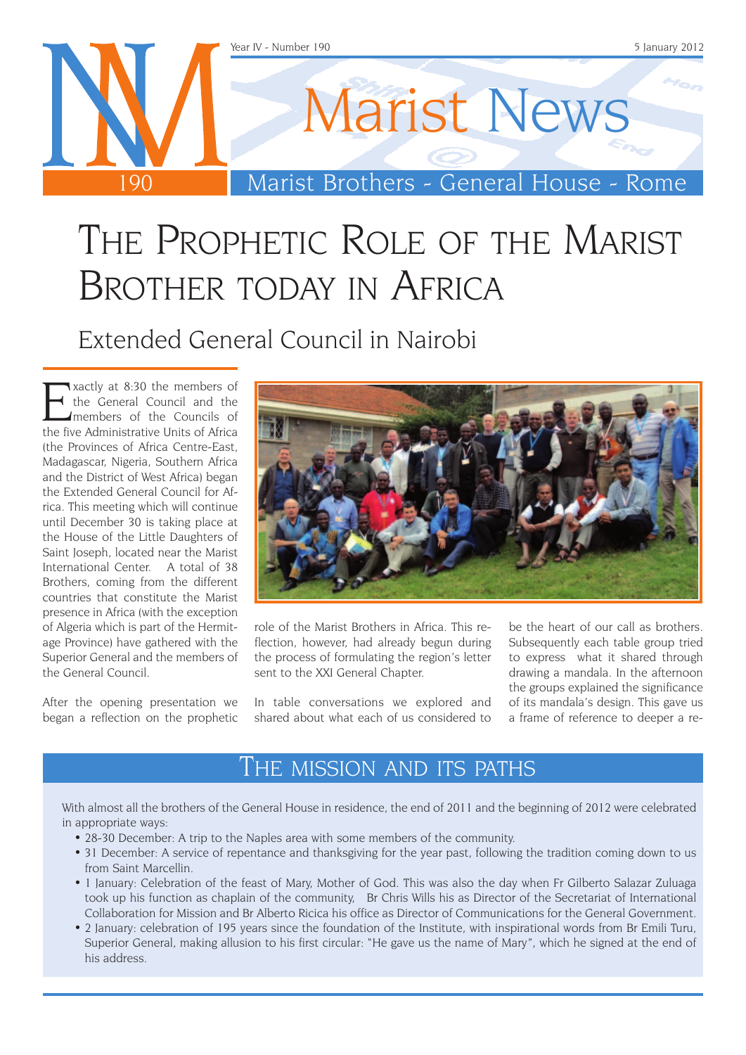# Marist News

Marist Brothers - General House - Rome

Year IV - Number 190 — 5 January 2012

# The Prophetic Role of the Marist Brother today in Africa

## Extended General Council in Nairobi

Exactly at 8:30 the members of the General Council and the members of the Councils of the five Administrative Units of Africa (the Provinces of Africa Centre-East, Madagascar, Nigeria, Southern Africa and the District of West Africa) began the Extended General Council for Africa. This meeting which will continue until December 30 is taking place at the House of the Little Daughters of Saint Joseph, located near the Marist International Center. A total of 38 Brothers, coming from the different countries that constitute the Marist presence in Africa (with the exception of Algeria which is part of the Hermitage Province) have gathered with the Superior General and the members of the General Council.

After the opening presentation we began a reflection on the prophetic role of the Marist Brothers in Africa. This reflection, however, had already begun during the process of formulating the region's letter sent to the XXI General Chapter.

In table conversations we explored and shared about what each of us considered to be the heart of our call as brothers. Subsequently each table group tried to express what it shared through drawing a mandala. In the afternoon the groups explained the significance of its mandala's design. This gave us a frame of reference to deeper a re-

## The mission and its paths

With almost all the brothers of the General House in residence, the end of 2011 and the beginning of 2012 were celebrated in appropriate ways:

- 28-30 December: A trip to the Naples area with some members of the community.
- 31 December: A service of repentance and thanksgiving for the year past, following the tradition coming down to us from Saint Marcellin.
- 1 January: Celebration of the feast of Mary, Mother of God. This was also the day when Fr Gilberto Salazar Zuluaga took up his function as chaplain of the community, Br Chris Wills his as Director of the Secretariat of International Collaboration for Mission and Br Alberto Ricica his office as Director of Communications for the General Government.
- 2 January: celebration of 195 years since the foundation of the Institute, with inspirational words from Br Emili Turu, Superior General, making allusion to his first circular: "He gave us the name of Mary", which he signed at the end of his address.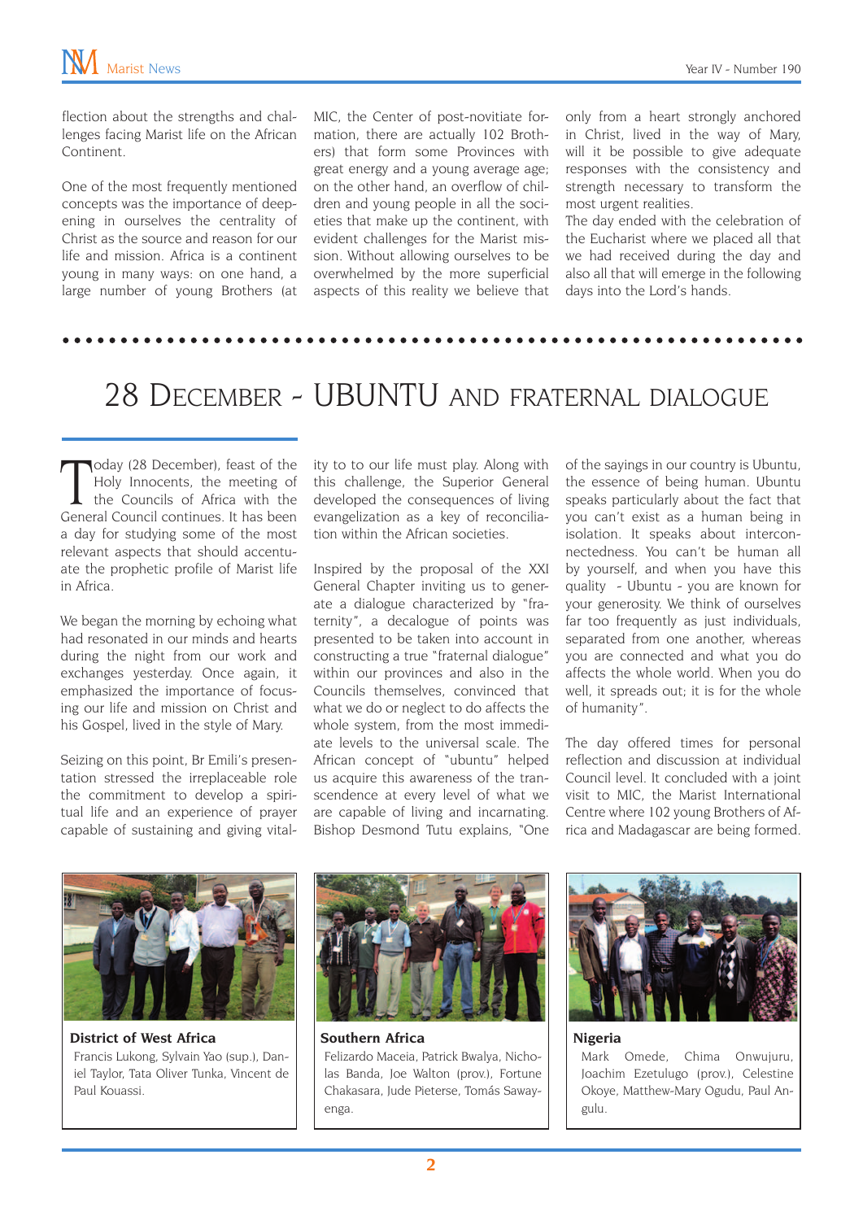flection about the strengths and challenges facing Marist life on the African Continent.

One of the most frequently mentioned concepts was the importance of deepening in ourselves the centrality of Christ as the source and reason for our life and mission. Africa is a continent young in many ways: on one hand, a large number of young Brothers (at MIC, the Center of post-novitiate formation, there are actually 102 Brothers) that form some Provinces with great energy and a young average age; on the other hand, an overflow of children and young people in all the societies that make up the continent, with evident challenges for the Marist mission. Without allowing ourselves to be overwhelmed by the more superficial aspects of this reality we believe that only from a heart strongly anchored in Christ, lived in the way of Mary, will it be possible to give adequate responses with the consistency and strength necessary to transform the most urgent realities.

The day ended with the celebration of the Eucharist where we placed all that we had received during the day and also all that will emerge in the following days into the Lord's hands.

# 28 December - UBUNTU and fraternal dialogue

Today (28 December), feast of the Holy Innocents, the meeting of the Councils of Africa with the General Council continues. It has been a day for studying some of the most relevant aspects that should accentuate the prophetic profile of Marist life in Africa.

We began the morning by echoing what had resonated in our minds and hearts during the night from our work and exchanges yesterday. Once again, it emphasized the importance of focusing our life and mission on Christ and his Gospel, lived in the style of Mary.

Seizing on this point, Br Emili's presentation stressed the irreplaceable role the commitment to develop a spiritual life and an experience of prayer capable of sustaining and giving vitality to to our life must play. Along with this challenge, the Superior General developed the consequences of living evangelization as a key of reconciliation within the African societies.

Inspired by the proposal of the XXI General Chapter inviting us to generate a dialogue characterized by "fraternity", a decalogue of points was presented to be taken into account in constructing a true "fraternal dialogue" within our provinces and also in the Councils themselves, convinced that what we do or neglect to do affects the whole system, from the most immediate levels to the universal scale. The African concept of "ubuntu" helped us acquire this awareness of the transcendence at every level of what we are capable of living and incarnating. Bishop Desmond Tutu explains, "One of the sayings in our country is Ubuntu, the essence of being human. Ubuntu speaks particularly about the fact that you can't exist as a human being in isolation. It speaks about interconnectedness. You can't be human all by yourself, and when you have this quality - Ubuntu - you are known for your generosity. We think of ourselves far too frequently as just individuals, separated from one another, whereas you are connected and what you do affects the whole world. When you do well, it spreads out; it is for the whole of humanity".

The day offered times for personal reflection and discussion at individual Council level. It concluded with a joint visit to MIC, the Marist International Centre where 102 young Brothers of Africa and Madagascar are being formed.

**District of West Africa**
Francis Lukong, Sylvain Yao (sup.), Daniel Taylor, Tata Oliver Tunka, Vincent de Paul Kouassi.

**Southern Africa**
Felizardo Maceia, Patrick Bwalya, Nicholas Banda, Joe Walton (prov.), Fortune Chakasara, Jude Pieterse, Tomás Sawayenga.

**Nigeria**
Mark Omede, Chima Onwujuru, Joachim Ezetulugo (prov.), Celestine Okoye, Matthew-Mary Ogudu, Paul Angulu.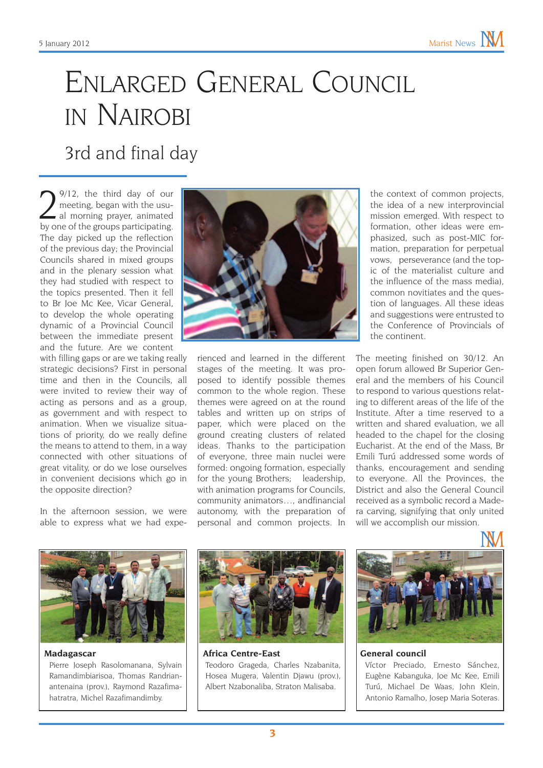# Enlarged General Council in Nairobi

## 3rd and final day

29/12, the third day of our meeting, began with the usual morning prayer, animated by one of the groups participating. The day picked up the reflection of the previous day; the Provincial Councils shared in mixed groups and in the plenary session what they had studied with respect to the topics presented. Then it fell to Br Joe Mc Kee, Vicar General, to develop the whole operating dynamic of a Provincial Council between the immediate present and the future. Are we content with filling gaps or are we taking really strategic decisions? First in personal time and then in the Councils, all were invited to review their way of acting as persons and as a group, as government and with respect to animation. When we visualize situations of priority, do we really define the means to attend to them, in a way connected with other situations of great vitality, or do we lose ourselves in convenient decisions which go in the opposite direction?

In the afternoon session, we were able to express what we had experienced and learned in the different stages of the meeting. It was proposed to identify possible themes common to the whole region. These themes were agreed on at the round tables and written up on strips of paper, which were placed on the ground creating clusters of related ideas. Thanks to the participation of everyone, three main nuclei were formed: ongoing formation, especially for the young Brothers; leadership, with animation programs for Councils, community animators…, andfinancial autonomy, with the preparation of personal and common projects. In the context of common projects, the idea of a new interprovincial mission emerged. With respect to formation, other ideas were emphasized, such as post-MIC formation, preparation for perpetual vows, perseverance (and the topic of the materialist culture and the influence of the mass media), common novitiates and the question of languages. All these ideas and suggestions were entrusted to the Conference of Provincials of the continent.

The meeting finished on 30/12. An open forum allowed Br Superior General and the members of his Council to respond to various questions relating to different areas of the life of the Institute. After a time reserved to a written and shared evaluation, we all headed to the chapel for the closing Eucharist. At the end of the Mass, Br Emili Turú addressed some words of thanks, encouragement and sending to everyone. All the Provinces, the District and also the General Council received as a symbolic record a Madera carving, signifying that only united will we accomplish our mission.

**Madagascar**
Pierre Joseph Rasolomanana, Sylvain Ramandimbiarisoa, Thomas Randrianantenaina (prov.), Raymond Razafimahatratra, Michel Razafimandimby.

**Africa Centre-East**
Teodoro Grageda, Charles Nzabanita, Hosea Mugera, Valentin Djawu (prov.), Albert Nzabonaliba, Straton Malisaba.

**General council**
Víctor Preciado, Ernesto Sánchez, Eugène Kabanguka, Joe Mc Kee, Emili Turú, Michael De Waas, John Klein, Antonio Ramalho, Josep Maria Soteras.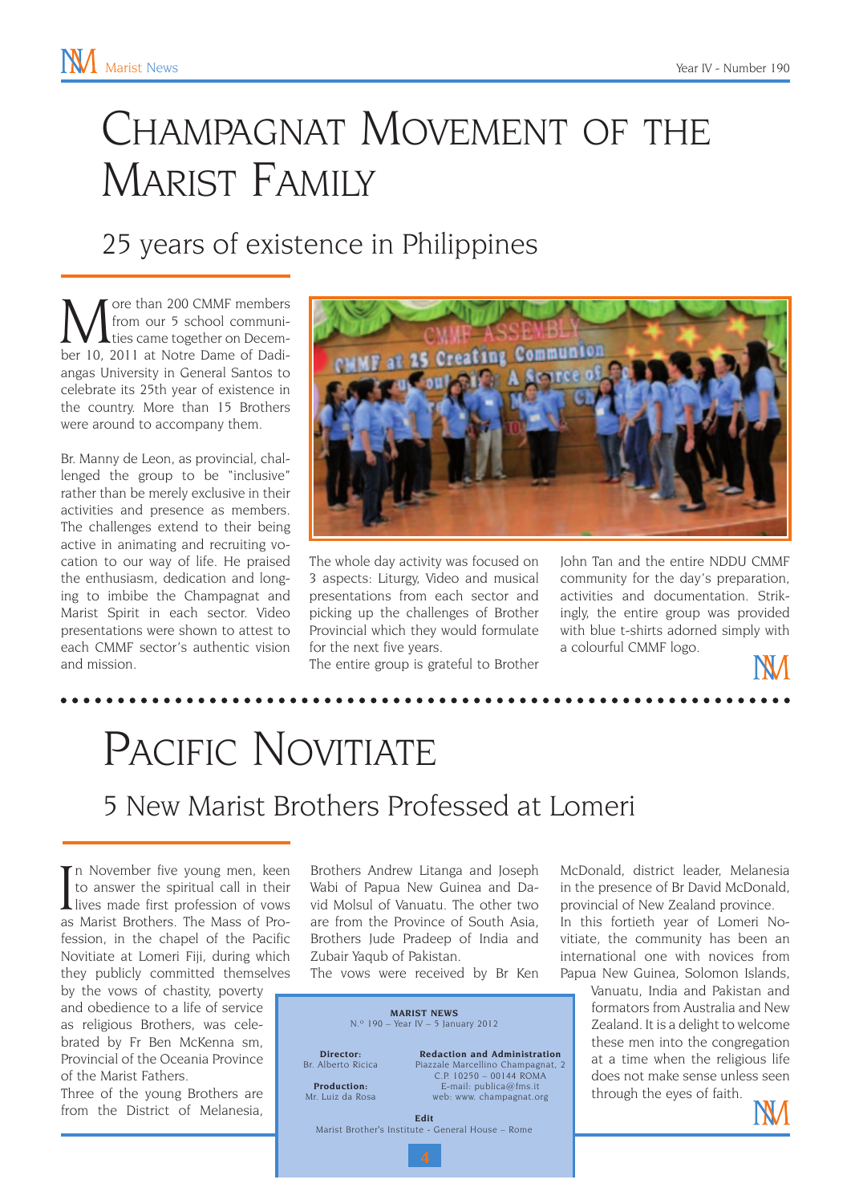# Champagnat Movement of the Marist Family

## 25 years of existence in Philippines

More than 200 CMMF members from our 5 school communities came together on December 10, 2011 at Notre Dame of Dadiangas University in General Santos to celebrate its 25th year of existence in the country. More than 15 Brothers were around to accompany them.

Br. Manny de Leon, as provincial, challenged the group to be "inclusive" rather than be merely exclusive in their activities and presence as members. The challenges extend to their being active in animating and recruiting vocation to our way of life. He praised the enthusiasm, dedication and longing to imbibe the Champagnat and Marist Spirit in each sector. Video presentations were shown to attest to each CMMF sector's authentic vision and mission.

The whole day activity was focused on 3 aspects: Liturgy, Video and musical presentations from each sector and picking up the challenges of Brother Provincial which they would formulate for the next five years.

The entire group is grateful to Brother John Tan and the entire NDDU CMMF community for the day's preparation, activities and documentation. Strikingly, the entire group was provided with blue t-shirts adorned simply with a colourful CMMF logo.

# Pacific Novitiate

## 5 New Marist Brothers Professed at Lomeri

In November five young men, keen to answer the spiritual call in their lives made first profession of vows as Marist Brothers. The Mass of Profession, in the chapel of the Pacific Novitiate at Lomeri Fiji, during which they publicly committed themselves by the vows of chastity, poverty and obedience to a life of service as religious Brothers, was celebrated by Fr Ben McKenna sm, Provincial of the Oceania Province of the Marist Fathers.

Three of the young Brothers are from the District of Melanesia, Brothers Andrew Litanga and Joseph Wabi of Papua New Guinea and David Molsul of Vanuatu. The other two are from the Province of South Asia, Brothers Jude Pradeep of India and Zubair Yaqub of Pakistan.

The vows were received by Br Ken McDonald, district leader, Melanesia in the presence of Br David McDonald, provincial of New Zealand province.

In this fortieth year of Lomeri Novitiate, the community has been an international one with novices from Papua New Guinea, Solomon Islands, Vanuatu, India and Pakistan and formators from Australia and New Zealand. It is a delight to welcome these men into the congregation at a time when the religious life does not make sense unless seen through the eyes of faith.

**MARIST NEWS**
N.º 190 – Year IV – 5 January 2012

**Director:**
Br. Alberto Ricica

**Production:**
Mr. Luiz da Rosa

**Redaction and Administration**
Piazzale Marcellino Champagnat, 2
C.P. 10250 – 00144 ROMA
E-mail: publica@fms.it
web: www. champagnat.org

**Edit**
Marist Brother's Institute - General House – Rome